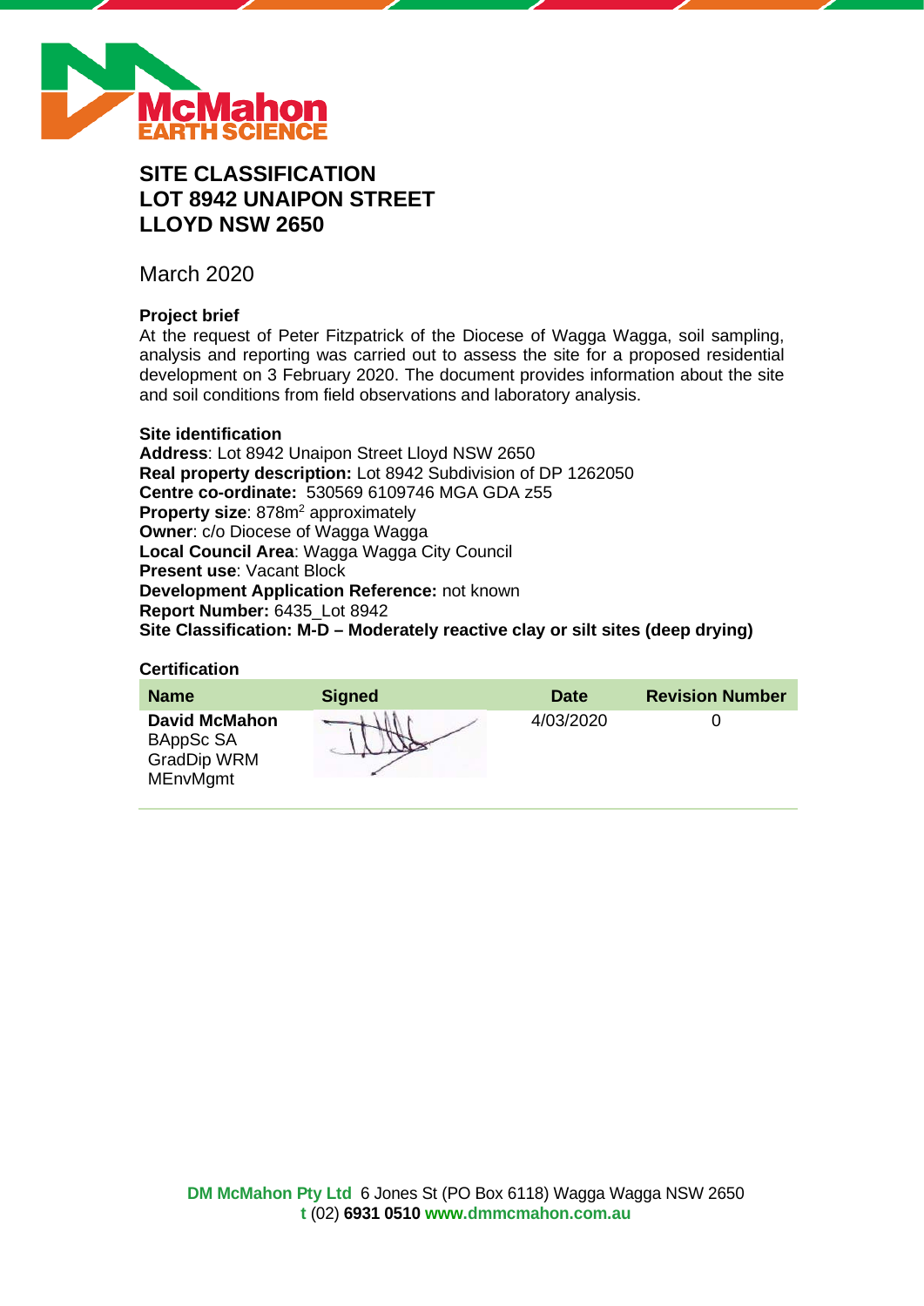# SITE CLASSIFICATION
# LOT 8942 UNAIPON STREET
# LLOYD NSW 2650

March 2020

**Project brief**

At the request of Peter Fitzpatrick of the Diocese of Wagga Wagga, soil sampling, analysis and reporting was carried out to assess the site for a proposed residential development on 3 February 2020. The document provides information about the site and soil conditions from field observations and laboratory analysis.

**Site identification**

**Address**: Lot 8942 Unaipon Street Lloyd NSW 2650
**Real property description:** Lot 8942 Subdivision of DP 1262050
**Centre co-ordinate:** 530569 6109746 MGA GDA z55
**Property size**: 878m$^2$ approximately
**Owner**: c/o Diocese of Wagga Wagga
**Local Council Area**: Wagga Wagga City Council
**Present use**: Vacant Block
**Development Application Reference:** not known
**Report Number:** 6435_Lot 8942
**Site Classification: M-D – Moderately reactive clay or silt sites (deep drying)**

**Certification**

| Name | Signed | Date | Revision Number |
|---|---|---|---|
| **David McMahon** BAppSc SA GradDip WRM MEnvMgmt | | 4/03/2020 | 0 |

**DM McMahon Pty Ltd** 6 Jones St (PO Box 6118) Wagga Wagga NSW 2650
**t** (02) **6931 0510** **www.dmmcmahon.com.au**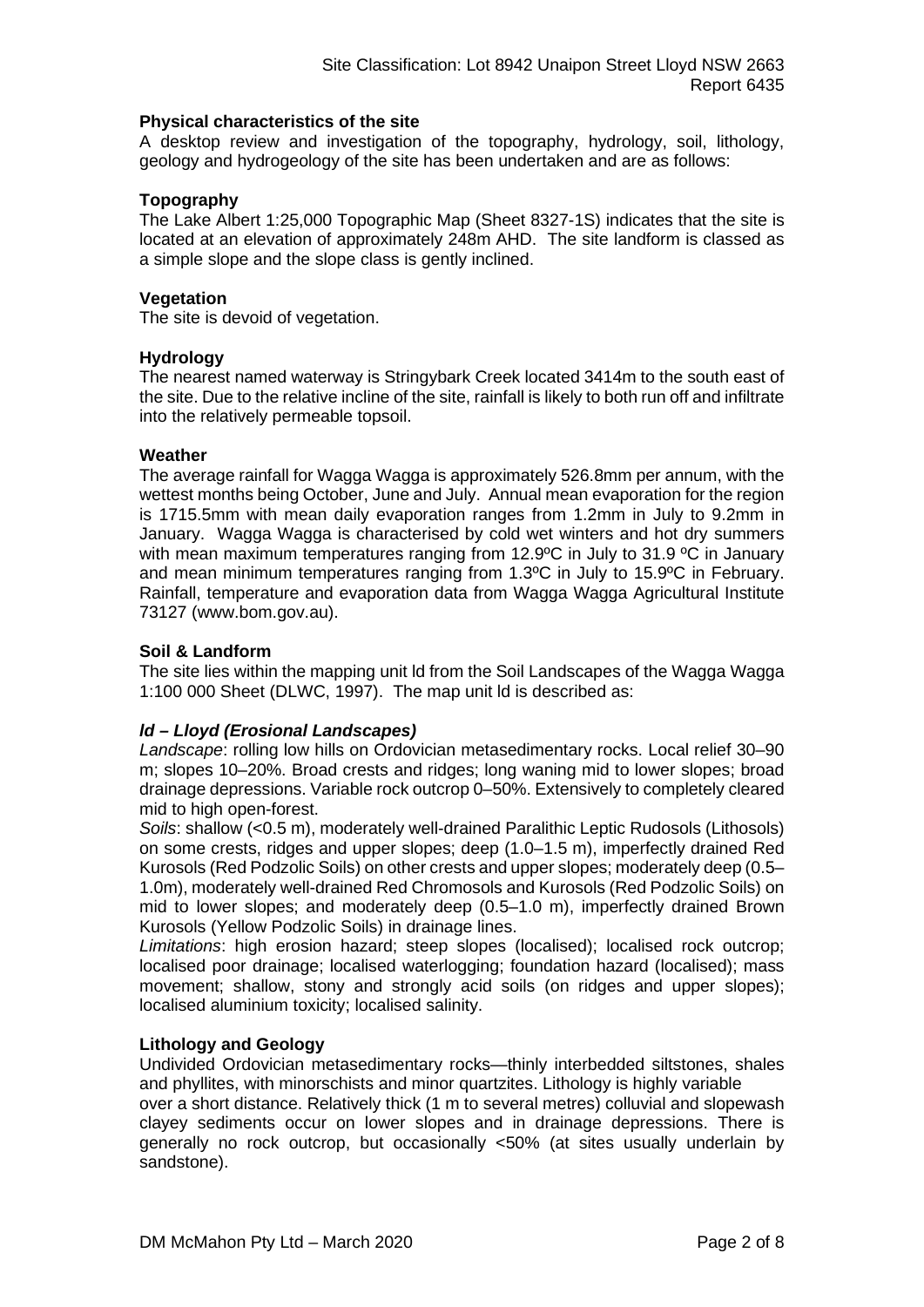**Physical characteristics of the site**

A desktop review and investigation of the topography, hydrology, soil, lithology, geology and hydrogeology of the site has been undertaken and are as follows:

**Topography**

The Lake Albert 1:25,000 Topographic Map (Sheet 8327-1S) indicates that the site is located at an elevation of approximately 248m AHD. The site landform is classed as a simple slope and the slope class is gently inclined.

**Vegetation**

The site is devoid of vegetation.

**Hydrology**

The nearest named waterway is Stringybark Creek located 3414m to the south east of the site. Due to the relative incline of the site, rainfall is likely to both run off and infiltrate into the relatively permeable topsoil.

**Weather**

The average rainfall for Wagga Wagga is approximately 526.8mm per annum, with the wettest months being October, June and July. Annual mean evaporation for the region is 1715.5mm with mean daily evaporation ranges from 1.2mm in July to 9.2mm in January. Wagga Wagga is characterised by cold wet winters and hot dry summers with mean maximum temperatures ranging from 12.9ºC in July to 31.9 ºC in January and mean minimum temperatures ranging from 1.3ºC in July to 15.9ºC in February. Rainfall, temperature and evaporation data from Wagga Wagga Agricultural Institute 73127 (www.bom.gov.au).

**Soil & Landform**

The site lies within the mapping unit ld from the Soil Landscapes of the Wagga Wagga 1:100 000 Sheet (DLWC, 1997). The map unit ld is described as:

***ld – Lloyd (Erosional Landscapes)***

*Landscape*: rolling low hills on Ordovician metasedimentary rocks. Local relief 30–90 m; slopes 10–20%. Broad crests and ridges; long waning mid to lower slopes; broad drainage depressions. Variable rock outcrop 0–50%. Extensively to completely cleared mid to high open-forest.

*Soils*: shallow (<0.5 m), moderately well-drained Paralithic Leptic Rudosols (Lithosols) on some crests, ridges and upper slopes; deep (1.0–1.5 m), imperfectly drained Red Kurosols (Red Podzolic Soils) on other crests and upper slopes; moderately deep (0.5–1.0m), moderately well-drained Red Chromosols and Kurosols (Red Podzolic Soils) on mid to lower slopes; and moderately deep (0.5–1.0 m), imperfectly drained Brown Kurosols (Yellow Podzolic Soils) in drainage lines.

*Limitations*: high erosion hazard; steep slopes (localised); localised rock outcrop; localised poor drainage; localised waterlogging; foundation hazard (localised); mass movement; shallow, stony and strongly acid soils (on ridges and upper slopes); localised aluminium toxicity; localised salinity.

**Lithology and Geology**

Undivided Ordovician metasedimentary rocks—thinly interbedded siltstones, shales and phyllites, with minorschists and minor quartzites. Lithology is highly variable over a short distance. Relatively thick (1 m to several metres) colluvial and slopewash clayey sediments occur on lower slopes and in drainage depressions. There is generally no rock outcrop, but occasionally <50% (at sites usually underlain by sandstone).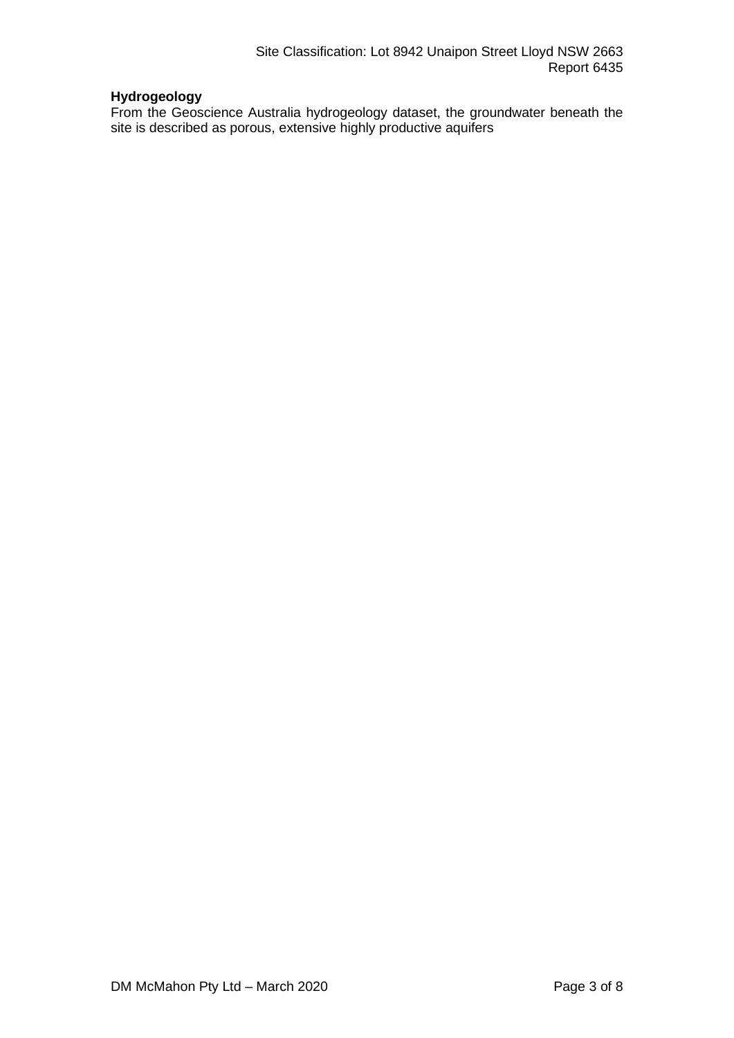**Hydrogeology**

From the Geoscience Australia hydrogeology dataset, the groundwater beneath the site is described as porous, extensive highly productive aquifers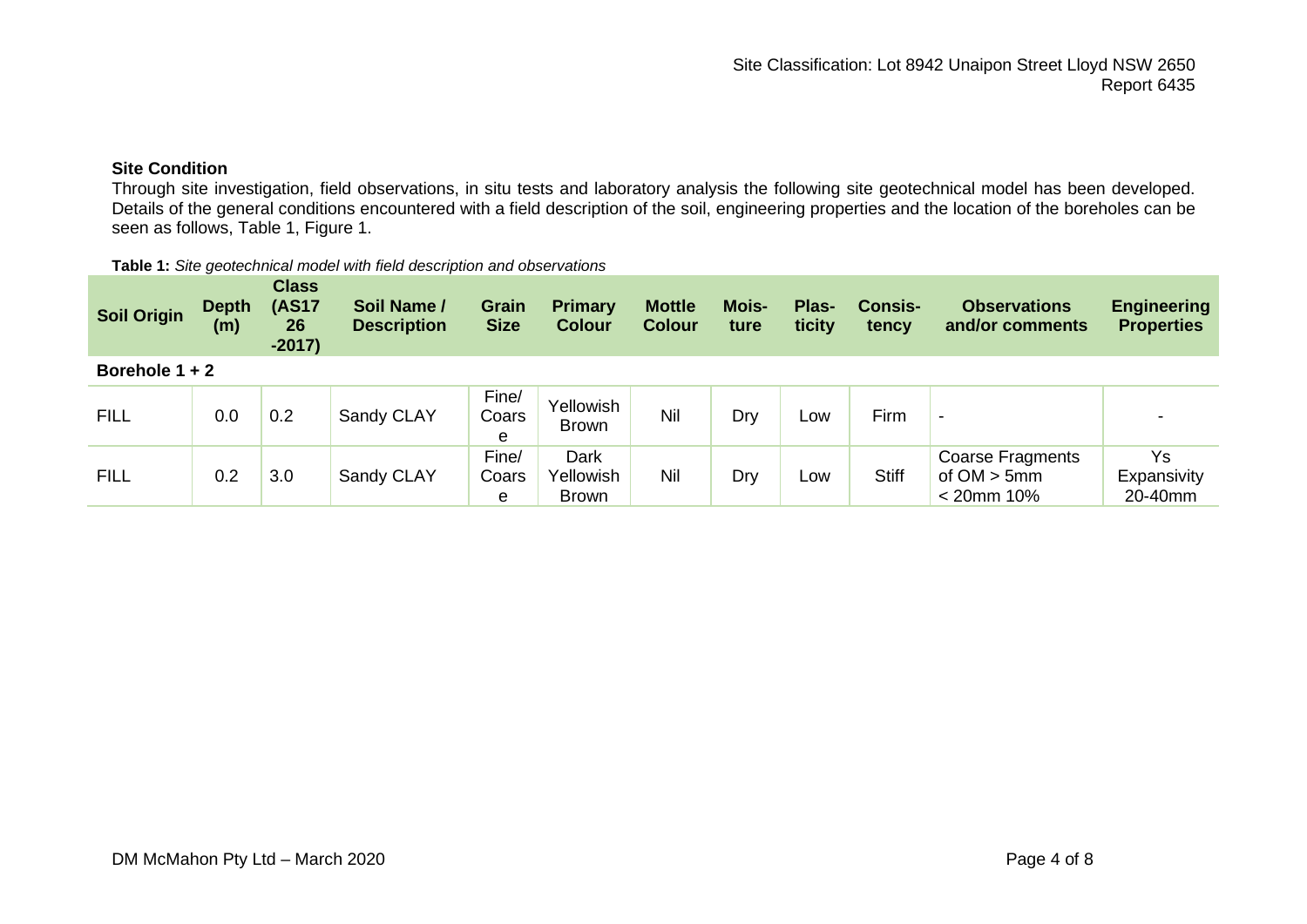### Site Condition

Through site investigation, field observations, in situ tests and laboratory analysis the following site geotechnical model has been developed. Details of the general conditions encountered with a field description of the soil, engineering properties and the location of the boreholes can be seen as follows, Table 1, Figure 1.

**Table 1:** *Site geotechnical model with field description and observations*

| Soil Origin | Depth (m) | Class (AS1726-2017) | Soil Name / Description | Grain Size | Primary Colour | Mottle Colour | Moisture | Plasticity | Consistency | Observations and/or comments | Engineering Properties |
|---|---|---|---|---|---|---|---|---|---|---|---|
| **Borehole 1 + 2** | | | | | | | | | | | |
| FILL | 0.0 | 0.2 | Sandy CLAY | Fine/ Coarse | Yellowish Brown | Nil | Dry | Low | Firm | - | - |
| FILL | 0.2 | 3.0 | Sandy CLAY | Fine/ Coarse | Dark Yellowish Brown | Nil | Dry | Low | Stiff | Coarse Fragments of OM > 5mm < 20mm 10% | Ys Expansivity 20-40mm |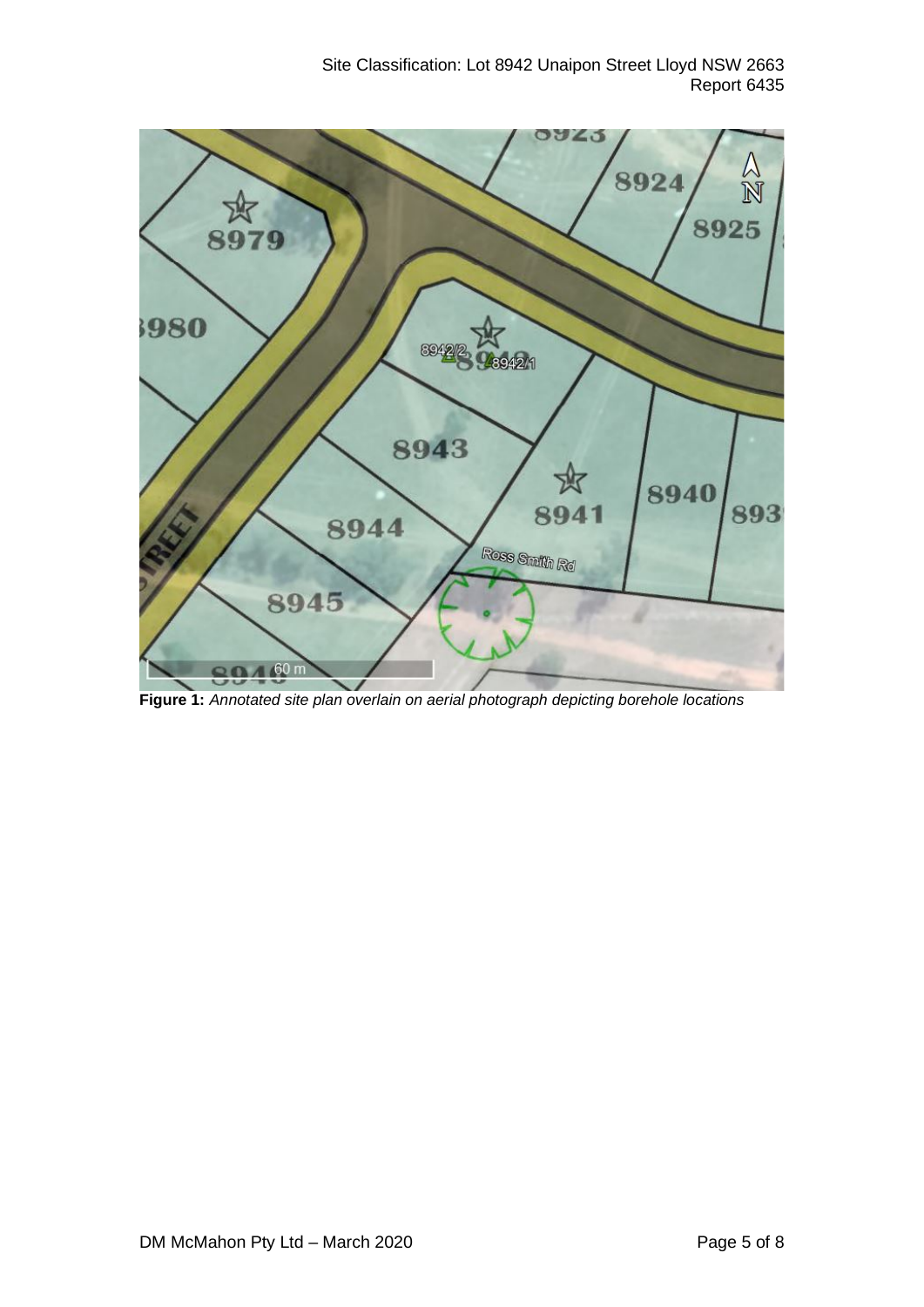**Figure 1:** *Annotated site plan overlain on aerial photograph depicting borehole locations*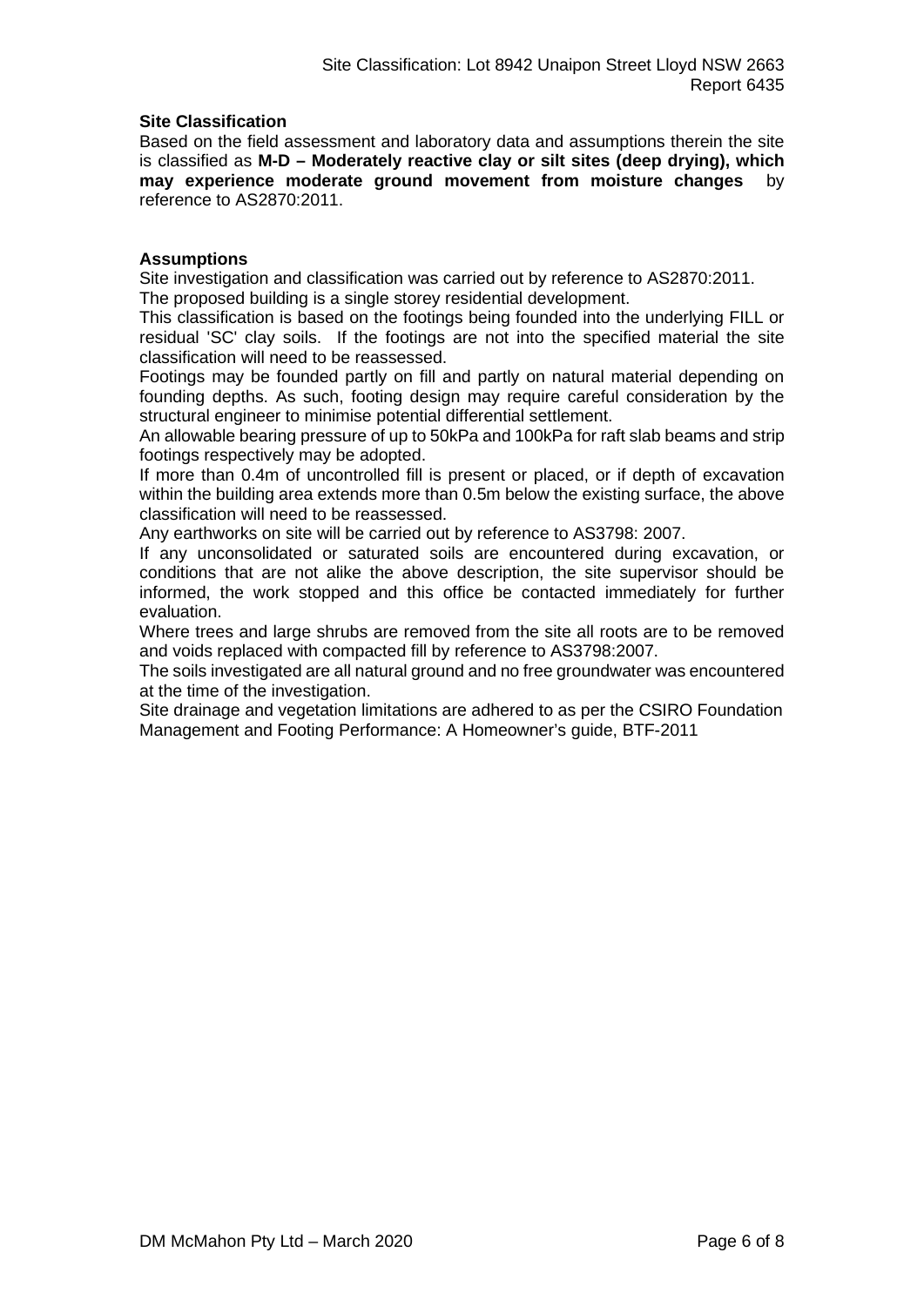**Site Classification**

Based on the field assessment and laboratory data and assumptions therein the site is classified as **M-D – Moderately reactive clay or silt sites (deep drying), which may experience moderate ground movement from moisture changes** by reference to AS2870:2011.

**Assumptions**

Site investigation and classification was carried out by reference to AS2870:2011.

The proposed building is a single storey residential development.

This classification is based on the footings being founded into the underlying FILL or residual 'SC' clay soils. If the footings are not into the specified material the site classification will need to be reassessed.

Footings may be founded partly on fill and partly on natural material depending on founding depths. As such, footing design may require careful consideration by the structural engineer to minimise potential differential settlement.

An allowable bearing pressure of up to 50kPa and 100kPa for raft slab beams and strip footings respectively may be adopted.

If more than 0.4m of uncontrolled fill is present or placed, or if depth of excavation within the building area extends more than 0.5m below the existing surface, the above classification will need to be reassessed.

Any earthworks on site will be carried out by reference to AS3798: 2007.

If any unconsolidated or saturated soils are encountered during excavation, or conditions that are not alike the above description, the site supervisor should be informed, the work stopped and this office be contacted immediately for further evaluation.

Where trees and large shrubs are removed from the site all roots are to be removed and voids replaced with compacted fill by reference to AS3798:2007.

The soils investigated are all natural ground and no free groundwater was encountered at the time of the investigation.

Site drainage and vegetation limitations are adhered to as per the CSIRO Foundation Management and Footing Performance: A Homeowner's guide, BTF-2011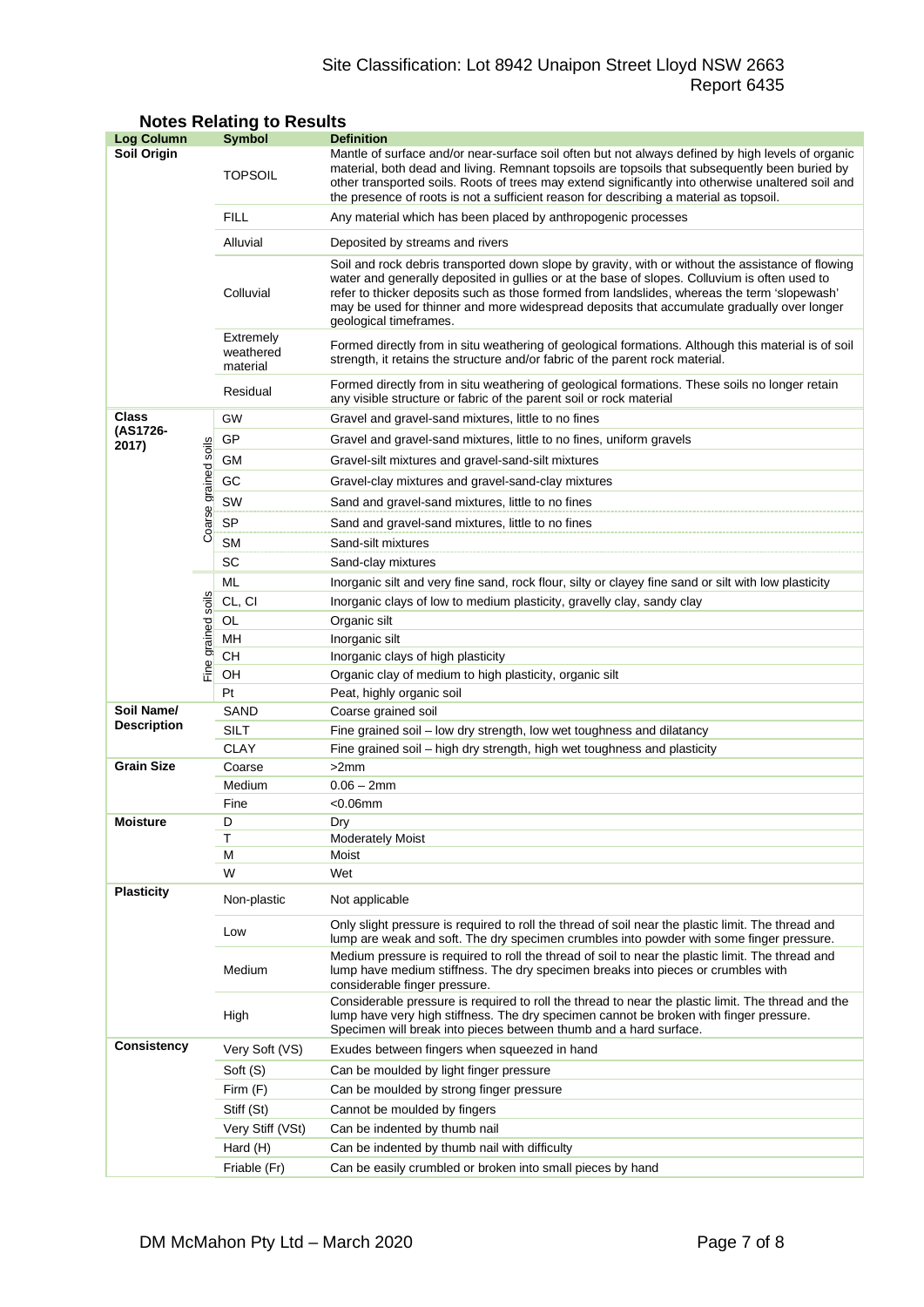## Notes Relating to Results

| Log Column | | Symbol | Definition |
|---|---|---|---|
| **Soil Origin** | | TOPSOIL | Mantle of surface and/or near-surface soil often but not always defined by high levels of organic material, both dead and living. Remnant topsoils are topsoils that subsequently been buried by other transported soils. Roots of trees may extend significantly into otherwise unaltered soil and the presence of roots is not a sufficient reason for describing a material as topsoil. |
| | | FILL | Any material which has been placed by anthropogenic processes |
| | | Alluvial | Deposited by streams and rivers |
| | | Colluvial | Soil and rock debris transported down slope by gravity, with or without the assistance of flowing water and generally deposited in gullies or at the base of slopes. Colluvium is often used to refer to thicker deposits such as those formed from landslides, whereas the term 'slopewash' may be used for thinner and more widespread deposits that accumulate gradually over longer geological timeframes. |
| | | Extremely weathered material | Formed directly from in situ weathering of geological formations. Although this material is of soil strength, it retains the structure and/or fabric of the parent rock material. |
| | | Residual | Formed directly from in situ weathering of geological formations. These soils no longer retain any visible structure or fabric of the parent soil or rock material |
| **Class (AS1726-2017)** | Coarse grained soils | GW | Gravel and gravel-sand mixtures, little to no fines |
| | | GP | Gravel and gravel-sand mixtures, little to no fines, uniform gravels |
| | | GM | Gravel-silt mixtures and gravel-sand-silt mixtures |
| | | GC | Gravel-clay mixtures and gravel-sand-clay mixtures |
| | | SW | Sand and gravel-sand mixtures, little to no fines |
| | | SP | Sand and gravel-sand mixtures, little to no fines |
| | | SM | Sand-silt mixtures |
| | | SC | Sand-clay mixtures |
| | Fine grained soils | ML | Inorganic silt and very fine sand, rock flour, silty or clayey fine sand or silt with low plasticity |
| | | CL, CI | Inorganic clays of low to medium plasticity, gravelly clay, sandy clay |
| | | OL | Organic silt |
| | | MH | Inorganic silt |
| | | CH | Inorganic clays of high plasticity |
| | | OH | Organic clay of medium to high plasticity, organic silt |
| | | Pt | Peat, highly organic soil |
| **Soil Name/ Description** | | SAND | Coarse grained soil |
| | | SILT | Fine grained soil – low dry strength, low wet toughness and dilatancy |
| | | CLAY | Fine grained soil – high dry strength, high wet toughness and plasticity |
| **Grain Size** | | Coarse | >2mm |
| | | Medium | 0.06 – 2mm |
| | | Fine | <0.06mm |
| **Moisture** | | D | Dry |
| | | T | Moderately Moist |
| | | M | Moist |
| | | W | Wet |
| **Plasticity** | | Non-plastic | Not applicable |
| | | Low | Only slight pressure is required to roll the thread of soil near the plastic limit. The thread and lump are weak and soft. The dry specimen crumbles into powder with some finger pressure. |
| | | Medium | Medium pressure is required to roll the thread of soil to near the plastic limit. The thread and lump have medium stiffness. The dry specimen breaks into pieces or crumbles with considerable finger pressure. |
| | | High | Considerable pressure is required to roll the thread to near the plastic limit. The thread and the lump have very high stiffness. The dry specimen cannot be broken with finger pressure. Specimen will break into pieces between thumb and a hard surface. |
| **Consistency** | | Very Soft (VS) | Exudes between fingers when squeezed in hand |
| | | Soft (S) | Can be moulded by light finger pressure |
| | | Firm (F) | Can be moulded by strong finger pressure |
| | | Stiff (St) | Cannot be moulded by fingers |
| | | Very Stiff (VSt) | Can be indented by thumb nail |
| | | Hard (H) | Can be indented by thumb nail with difficulty |
| | | Friable (Fr) | Can be easily crumbled or broken into small pieces by hand |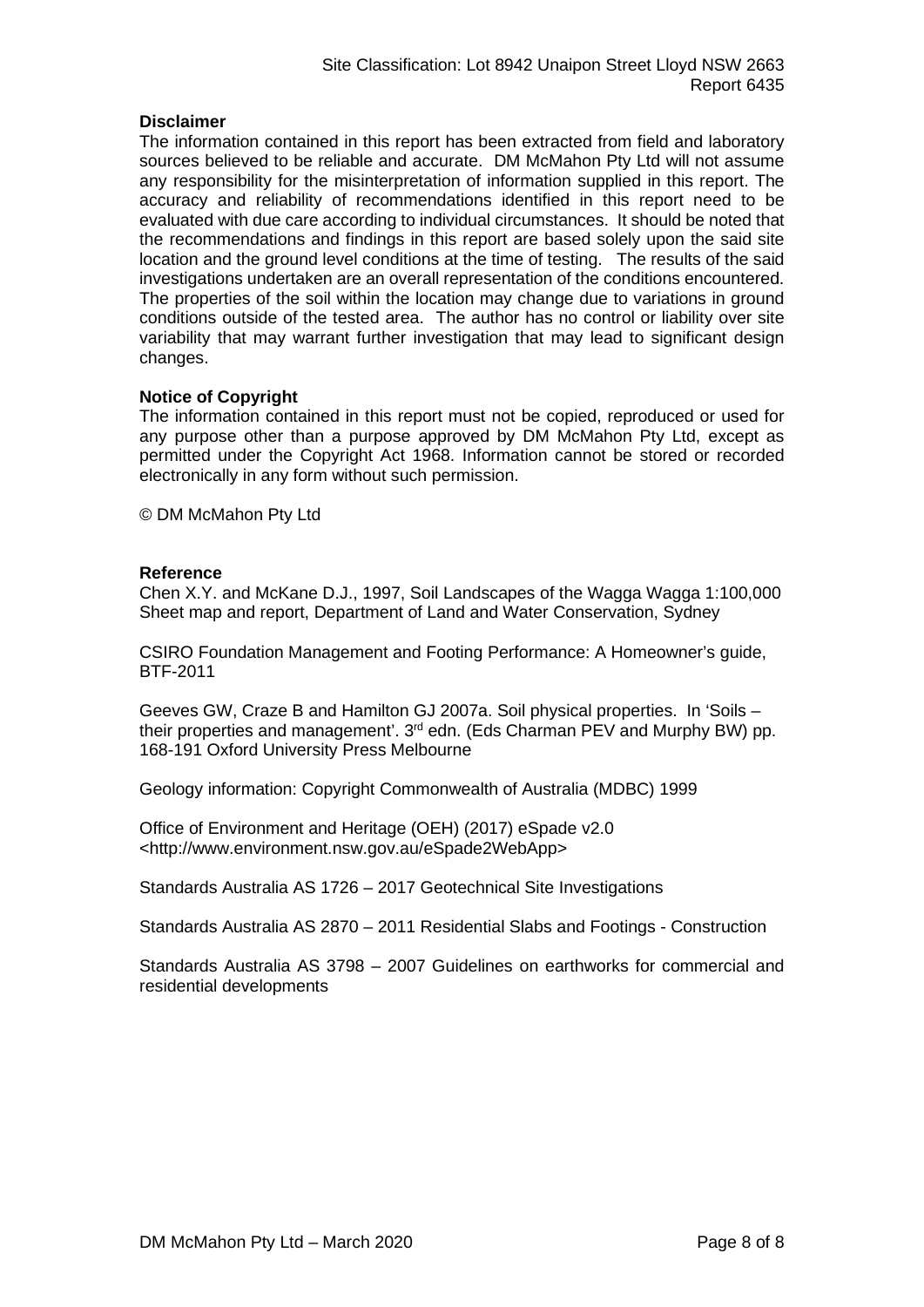**Disclaimer**

The information contained in this report has been extracted from field and laboratory sources believed to be reliable and accurate. DM McMahon Pty Ltd will not assume any responsibility for the misinterpretation of information supplied in this report. The accuracy and reliability of recommendations identified in this report need to be evaluated with due care according to individual circumstances. It should be noted that the recommendations and findings in this report are based solely upon the said site location and the ground level conditions at the time of testing. The results of the said investigations undertaken are an overall representation of the conditions encountered. The properties of the soil within the location may change due to variations in ground conditions outside of the tested area. The author has no control or liability over site variability that may warrant further investigation that may lead to significant design changes.

**Notice of Copyright**

The information contained in this report must not be copied, reproduced or used for any purpose other than a purpose approved by DM McMahon Pty Ltd, except as permitted under the Copyright Act 1968. Information cannot be stored or recorded electronically in any form without such permission.

© DM McMahon Pty Ltd

**Reference**

Chen X.Y. and McKane D.J., 1997, Soil Landscapes of the Wagga Wagga 1:100,000 Sheet map and report, Department of Land and Water Conservation, Sydney

CSIRO Foundation Management and Footing Performance: A Homeowner's guide, BTF-2011

Geeves GW, Craze B and Hamilton GJ 2007a. Soil physical properties. In 'Soils – their properties and management'. 3rd edn. (Eds Charman PEV and Murphy BW) pp. 168-191 Oxford University Press Melbourne

Geology information: Copyright Commonwealth of Australia (MDBC) 1999

Office of Environment and Heritage (OEH) (2017) eSpade v2.0 <http://www.environment.nsw.gov.au/eSpade2WebApp>

Standards Australia AS 1726 – 2017 Geotechnical Site Investigations

Standards Australia AS 2870 – 2011 Residential Slabs and Footings - Construction

Standards Australia AS 3798 – 2007 Guidelines on earthworks for commercial and residential developments